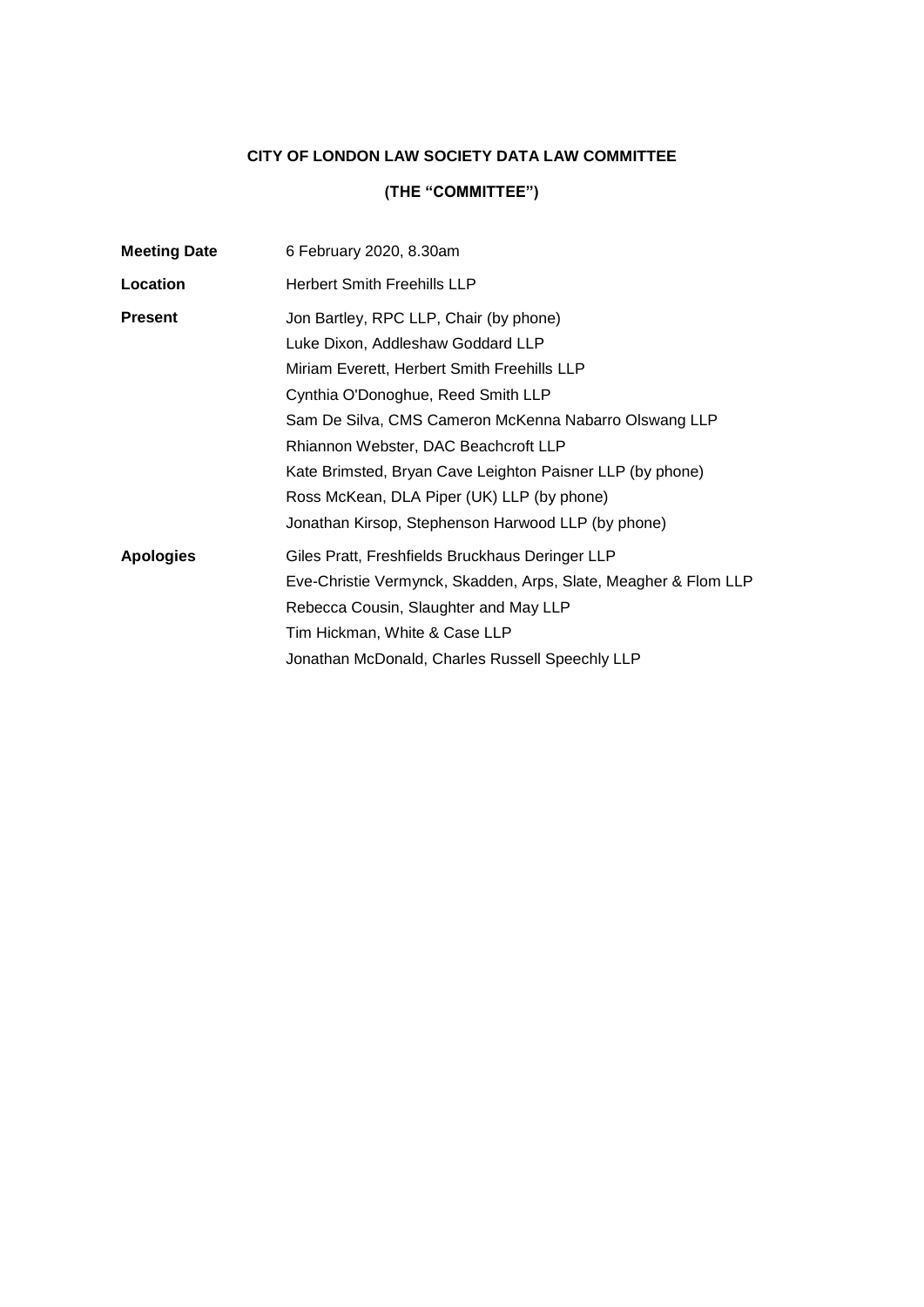# CITY OF LONDON LAW SOCIETY DATA LAW COMMITTEE

## (THE "COMMITTEE")

| | |
|---|---|
| **Meeting Date** | 6 February 2020, 8.30am |
| **Location** | Herbert Smith Freehills LLP |
| **Present** | Jon Bartley, RPC LLP, Chair (by phone)<br>Luke Dixon, Addleshaw Goddard LLP<br>Miriam Everett, Herbert Smith Freehills LLP<br>Cynthia O'Donoghue, Reed Smith LLP<br>Sam De Silva, CMS Cameron McKenna Nabarro Olswang LLP<br>Rhiannon Webster, DAC Beachcroft LLP<br>Kate Brimsted, Bryan Cave Leighton Paisner LLP (by phone)<br>Ross McKean, DLA Piper (UK) LLP (by phone)<br>Jonathan Kirsop, Stephenson Harwood LLP (by phone) |
| **Apologies** | Giles Pratt, Freshfields Bruckhaus Deringer LLP<br>Eve-Christie Vermynck, Skadden, Arps, Slate, Meagher & Flom LLP<br>Rebecca Cousin, Slaughter and May LLP<br>Tim Hickman, White & Case LLP<br>Jonathan McDonald, Charles Russell Speechly LLP |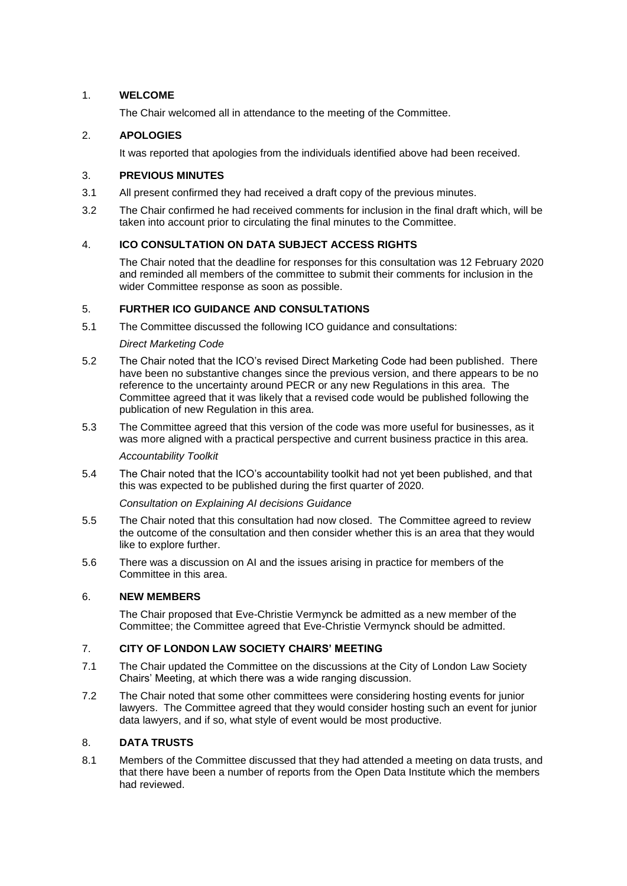## 1. WELCOME

The Chair welcomed all in attendance to the meeting of the Committee.

## 2. APOLOGIES

It was reported that apologies from the individuals identified above had been received.

## 3. PREVIOUS MINUTES

3.1 All present confirmed they had received a draft copy of the previous minutes.

3.2 The Chair confirmed he had received comments for inclusion in the final draft which, will be taken into account prior to circulating the final minutes to the Committee.

## 4. ICO CONSULTATION ON DATA SUBJECT ACCESS RIGHTS

The Chair noted that the deadline for responses for this consultation was 12 February 2020 and reminded all members of the committee to submit their comments for inclusion in the wider Committee response as soon as possible.

## 5. FURTHER ICO GUIDANCE AND CONSULTATIONS

5.1 The Committee discussed the following ICO guidance and consultations:

*Direct Marketing Code*

5.2 The Chair noted that the ICO's revised Direct Marketing Code had been published. There have been no substantive changes since the previous version, and there appears to be no reference to the uncertainty around PECR or any new Regulations in this area. The Committee agreed that it was likely that a revised code would be published following the publication of new Regulation in this area.

5.3 The Committee agreed that this version of the code was more useful for businesses, as it was more aligned with a practical perspective and current business practice in this area.

*Accountability Toolkit*

5.4 The Chair noted that the ICO's accountability toolkit had not yet been published, and that this was expected to be published during the first quarter of 2020.

*Consultation on Explaining AI decisions Guidance*

5.5 The Chair noted that this consultation had now closed. The Committee agreed to review the outcome of the consultation and then consider whether this is an area that they would like to explore further.

5.6 There was a discussion on AI and the issues arising in practice for members of the Committee in this area.

## 6. NEW MEMBERS

The Chair proposed that Eve-Christie Vermynck be admitted as a new member of the Committee; the Committee agreed that Eve-Christie Vermynck should be admitted.

## 7. CITY OF LONDON LAW SOCIETY CHAIRS' MEETING

7.1 The Chair updated the Committee on the discussions at the City of London Law Society Chairs' Meeting, at which there was a wide ranging discussion.

7.2 The Chair noted that some other committees were considering hosting events for junior lawyers. The Committee agreed that they would consider hosting such an event for junior data lawyers, and if so, what style of event would be most productive.

## 8. DATA TRUSTS

8.1 Members of the Committee discussed that they had attended a meeting on data trusts, and that there have been a number of reports from the Open Data Institute which the members had reviewed.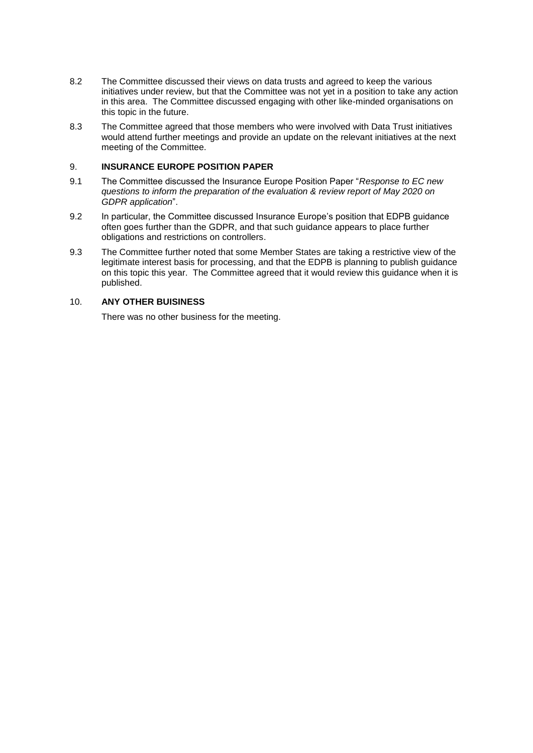8.2 The Committee discussed their views on data trusts and agreed to keep the various initiatives under review, but that the Committee was not yet in a position to take any action in this area. The Committee discussed engaging with other like-minded organisations on this topic in the future.

8.3 The Committee agreed that those members who were involved with Data Trust initiatives would attend further meetings and provide an update on the relevant initiatives at the next meeting of the Committee.

## 9. **INSURANCE EUROPE POSITION PAPER**

9.1 The Committee discussed the Insurance Europe Position Paper "*Response to EC new questions to inform the preparation of the evaluation & review report of May 2020 on GDPR application*".

9.2 In particular, the Committee discussed Insurance Europe's position that EDPB guidance often goes further than the GDPR, and that such guidance appears to place further obligations and restrictions on controllers.

9.3 The Committee further noted that some Member States are taking a restrictive view of the legitimate interest basis for processing, and that the EDPB is planning to publish guidance on this topic this year. The Committee agreed that it would review this guidance when it is published.

## 10. **ANY OTHER BUISINESS**

There was no other business for the meeting.